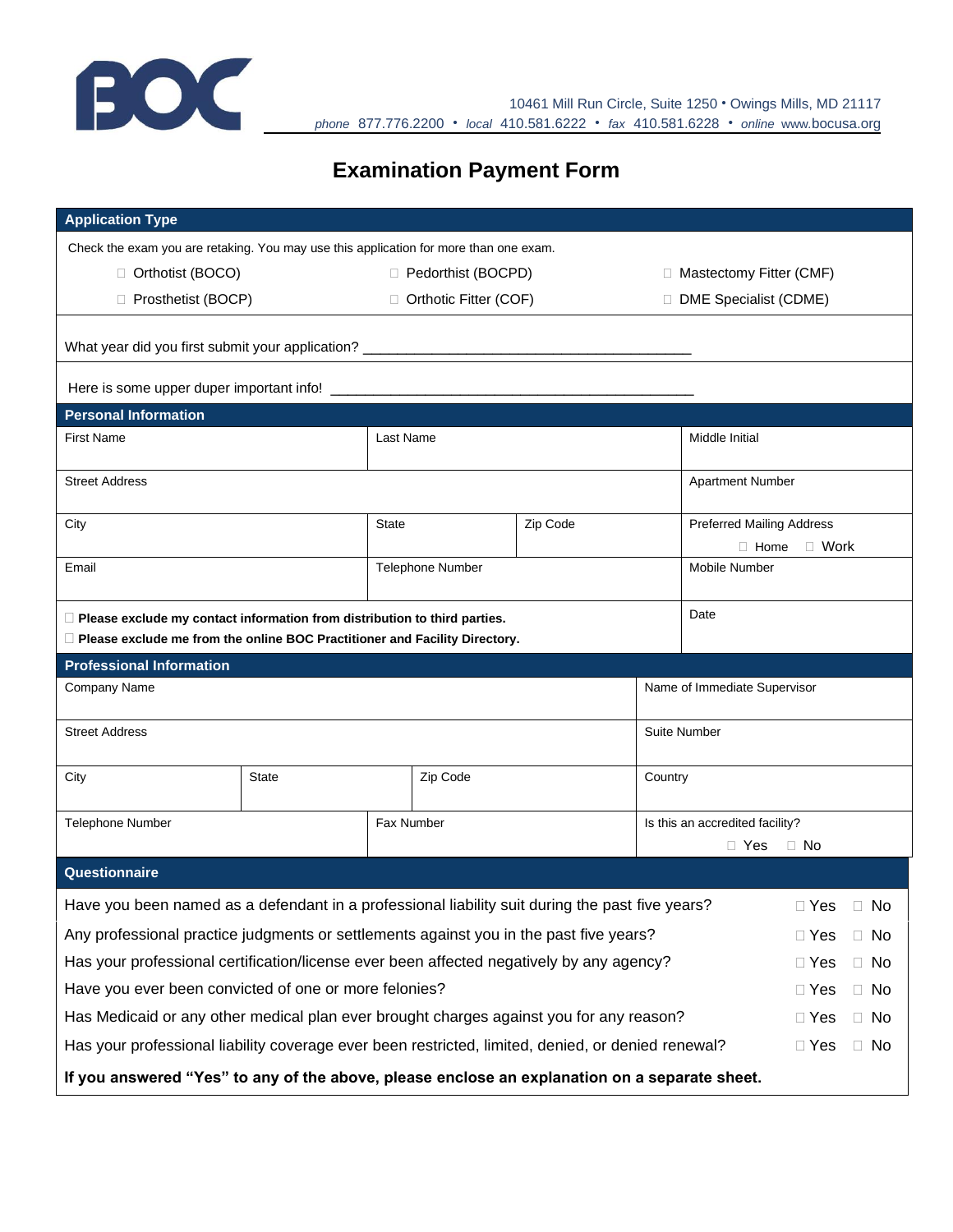BOC

10461 Mill Run Circle, Suite 1250 • Owings Mills, MD 21117
*phone* 877.776.2200 • *local* 410.581.6222 • *fax* 410.581.6228 • *online* www.bocusa.org

# Examination Payment Form

## Application Type

Check the exam you are retaking. You may use this application for more than one exam.

- ☐ Orthotist (BOCO)
- ☐ Pedorthist (BOCPD)
- ☐ Mastectomy Fitter (CMF)
- ☐ Prosthetist (BOCP)
- ☐ Orthotic Fitter (COF)
- ☐ DME Specialist (CDME)

What year did you first submit your application? ________________________________________

Here is some upper duper important info! ______________________________________________

## Personal Information

| First Name | Last Name | | Middle Initial |
|---|---|---|---|
| Street Address | | | Apartment Number |
| City | State | Zip Code | Preferred Mailing Address ☐ Home ☐ Work |
| Email | Telephone Number | | Mobile Number |

☐ **Please exclude my contact information from distribution to third parties.**
☐ **Please exclude me from the online BOC Practitioner and Facility Directory.**

Date

## Professional Information

| Company Name | | | Name of Immediate Supervisor |
|---|---|---|---|
| Street Address | | | Suite Number |
| City | State | Zip Code | Country |
| Telephone Number | | Fax Number | Is this an accredited facility? ☐ Yes ☐ No |

## Questionnaire

| Question | | |
|---|---|---|
| Have you been named as a defendant in a professional liability suit during the past five years? | ☐ Yes | ☐ No |
| Any professional practice judgments or settlements against you in the past five years? | ☐ Yes | ☐ No |
| Has your professional certification/license ever been affected negatively by any agency? | ☐ Yes | ☐ No |
| Have you ever been convicted of one or more felonies? | ☐ Yes | ☐ No |
| Has Medicaid or any other medical plan ever brought charges against you for any reason? | ☐ Yes | ☐ No |
| Has your professional liability coverage ever been restricted, limited, denied, or denied renewal? | ☐ Yes | ☐ No |

**If you answered "Yes" to any of the above, please enclose an explanation on a separate sheet.**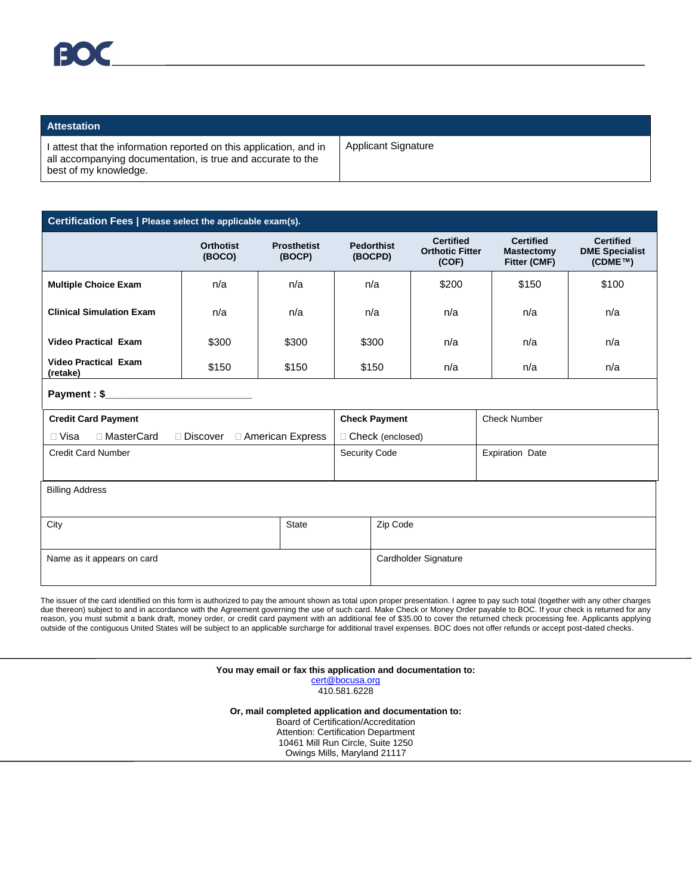## Attestation

| | |
|---|---|
| I attest that the information reported on this application, and in all accompanying documentation, is true and accurate to the best of my knowledge. | Applicant Signature |

## Certification Fees | Please select the applicable exam(s).

| | Orthotist (BOCO) | Prosthetist (BOCP) | Pedorthist (BOCPD) | Certified Orthotic Fitter (COF) | Certified Mastectomy Fitter (CMF) | Certified DME Specialist (CDME™) |
|---|---|---|---|---|---|---|
| **Multiple Choice Exam** | n/a | n/a | n/a | $200 | $150 | $100 |
| **Clinical Simulation Exam** | n/a | n/a | n/a | n/a | n/a | n/a |
| **Video Practical Exam** | $300 | $300 | $300 | n/a | n/a | n/a |
| **Video Practical Exam (retake)** | $150 | $150 | $150 | n/a | n/a | n/a |

**Payment : $__________________________**

| | | |
|---|---|---|
| **Credit Card Payment**<br>☐ Visa ☐ MasterCard ☐ Discover ☐ American Express | **Check Payment**<br>☐ Check (enclosed) | Check Number |
| Credit Card Number | Security Code | Expiration Date |

| | | |
|---|---|---|
| Billing Address | | |
| City | State | Zip Code |
| Name as it appears on card | | Cardholder Signature |

The issuer of the card identified on this form is authorized to pay the amount shown as total upon proper presentation. I agree to pay such total (together with any other charges due thereon) subject to and in accordance with the Agreement governing the use of such card. Make Check or Money Order payable to BOC. If your check is returned for any reason, you must submit a bank draft, money order, or credit card payment with an additional fee of $35.00 to cover the returned check processing fee. Applicants applying outside of the contiguous United States will be subject to an applicable surcharge for additional travel expenses. BOC does not offer refunds or accept post-dated checks.

**You may email or fax this application and documentation to:**
cert@bocusa.org
410.581.6228

**Or, mail completed application and documentation to:**
Board of Certification/Accreditation
Attention: Certification Department
10461 Mill Run Circle, Suite 1250
Owings Mills, Maryland 21117